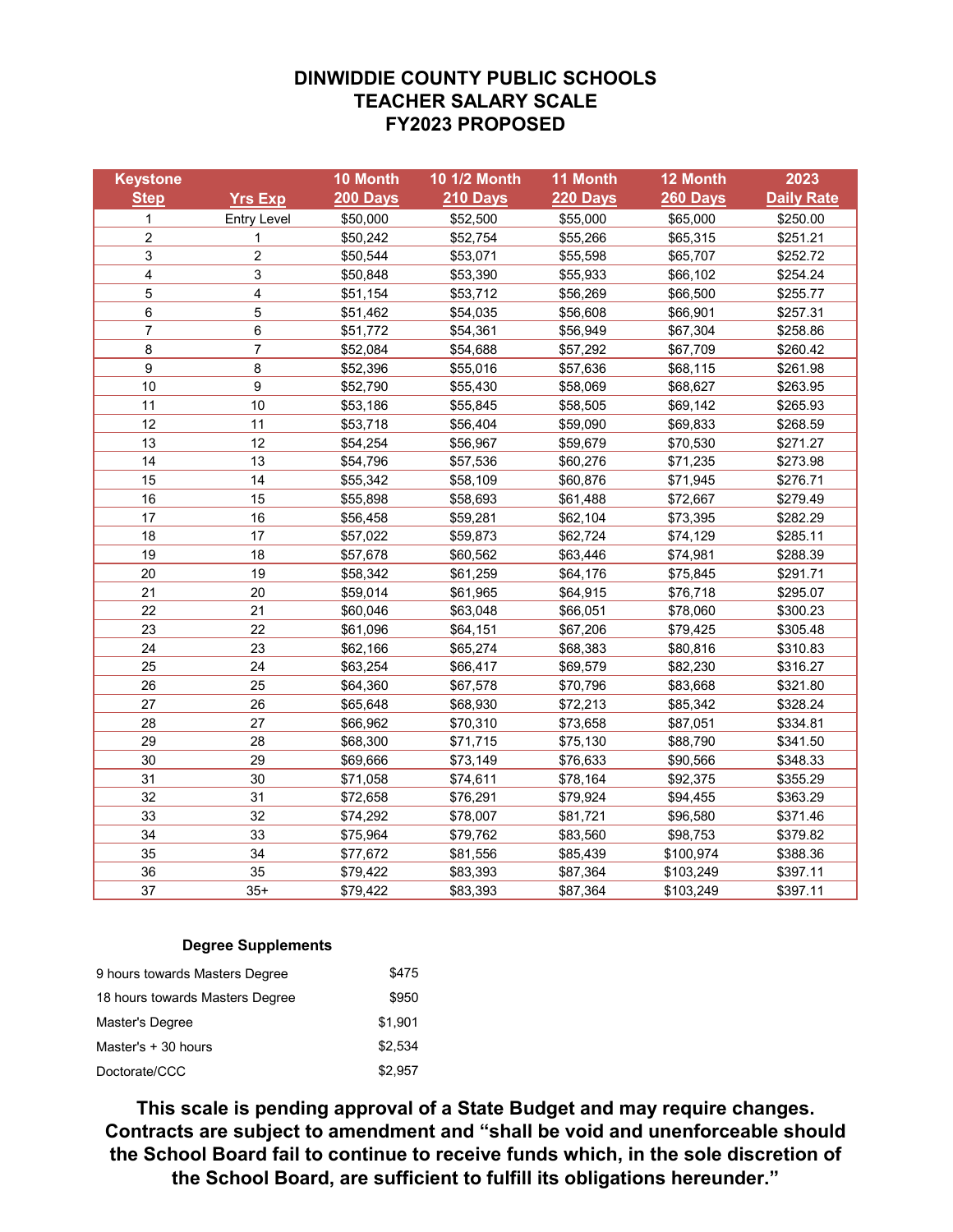# DINWIDDIE COUNTY PUBLIC SCHOOLS
# TEACHER SALARY SCALE
# FY2023 PROPOSED

| Keystone Step | Yrs Exp | 10 Month 200 Days | 10 1/2 Month 210 Days | 11 Month 220 Days | 12 Month 260 Days | 2023 Daily Rate |
|---|---|---|---|---|---|---|
| 1 | Entry Level | $50,000 | $52,500 | $55,000 | $65,000 | $250.00 |
| 2 | 1 | $50,242 | $52,754 | $55,266 | $65,315 | $251.21 |
| 3 | 2 | $50,544 | $53,071 | $55,598 | $65,707 | $252.72 |
| 4 | 3 | $50,848 | $53,390 | $55,933 | $66,102 | $254.24 |
| 5 | 4 | $51,154 | $53,712 | $56,269 | $66,500 | $255.77 |
| 6 | 5 | $51,462 | $54,035 | $56,608 | $66,901 | $257.31 |
| 7 | 6 | $51,772 | $54,361 | $56,949 | $67,304 | $258.86 |
| 8 | 7 | $52,084 | $54,688 | $57,292 | $67,709 | $260.42 |
| 9 | 8 | $52,396 | $55,016 | $57,636 | $68,115 | $261.98 |
| 10 | 9 | $52,790 | $55,430 | $58,069 | $68,627 | $263.95 |
| 11 | 10 | $53,186 | $55,845 | $58,505 | $69,142 | $265.93 |
| 12 | 11 | $53,718 | $56,404 | $59,090 | $69,833 | $268.59 |
| 13 | 12 | $54,254 | $56,967 | $59,679 | $70,530 | $271.27 |
| 14 | 13 | $54,796 | $57,536 | $60,276 | $71,235 | $273.98 |
| 15 | 14 | $55,342 | $58,109 | $60,876 | $71,945 | $276.71 |
| 16 | 15 | $55,898 | $58,693 | $61,488 | $72,667 | $279.49 |
| 17 | 16 | $56,458 | $59,281 | $62,104 | $73,395 | $282.29 |
| 18 | 17 | $57,022 | $59,873 | $62,724 | $74,129 | $285.11 |
| 19 | 18 | $57,678 | $60,562 | $63,446 | $74,981 | $288.39 |
| 20 | 19 | $58,342 | $61,259 | $64,176 | $75,845 | $291.71 |
| 21 | 20 | $59,014 | $61,965 | $64,915 | $76,718 | $295.07 |
| 22 | 21 | $60,046 | $63,048 | $66,051 | $78,060 | $300.23 |
| 23 | 22 | $61,096 | $64,151 | $67,206 | $79,425 | $305.48 |
| 24 | 23 | $62,166 | $65,274 | $68,383 | $80,816 | $310.83 |
| 25 | 24 | $63,254 | $66,417 | $69,579 | $82,230 | $316.27 |
| 26 | 25 | $64,360 | $67,578 | $70,796 | $83,668 | $321.80 |
| 27 | 26 | $65,648 | $68,930 | $72,213 | $85,342 | $328.24 |
| 28 | 27 | $66,962 | $70,310 | $73,658 | $87,051 | $334.81 |
| 29 | 28 | $68,300 | $71,715 | $75,130 | $88,790 | $341.50 |
| 30 | 29 | $69,666 | $73,149 | $76,633 | $90,566 | $348.33 |
| 31 | 30 | $71,058 | $74,611 | $78,164 | $92,375 | $355.29 |
| 32 | 31 | $72,658 | $76,291 | $79,924 | $94,455 | $363.29 |
| 33 | 32 | $74,292 | $78,007 | $81,721 | $96,580 | $371.46 |
| 34 | 33 | $75,964 | $79,762 | $83,560 | $98,753 | $379.82 |
| 35 | 34 | $77,672 | $81,556 | $85,439 | $100,974 | $388.36 |
| 36 | 35 | $79,422 | $83,393 | $87,364 | $103,249 | $397.11 |
| 37 | 35+ | $79,422 | $83,393 | $87,364 | $103,249 | $397.11 |

**Degree Supplements**

| | |
|---|---|
| 9 hours towards Masters Degree | $475 |
| 18 hours towards Masters Degree | $950 |
| Master's Degree | $1,901 |
| Master's + 30 hours | $2,534 |
| Doctorate/CCC | $2,957 |

**This scale is pending approval of a State Budget and may require changes. Contracts are subject to amendment and "shall be void and unenforceable should the School Board fail to continue to receive funds which, in the sole discretion of the School Board, are sufficient to fulfill its obligations hereunder."**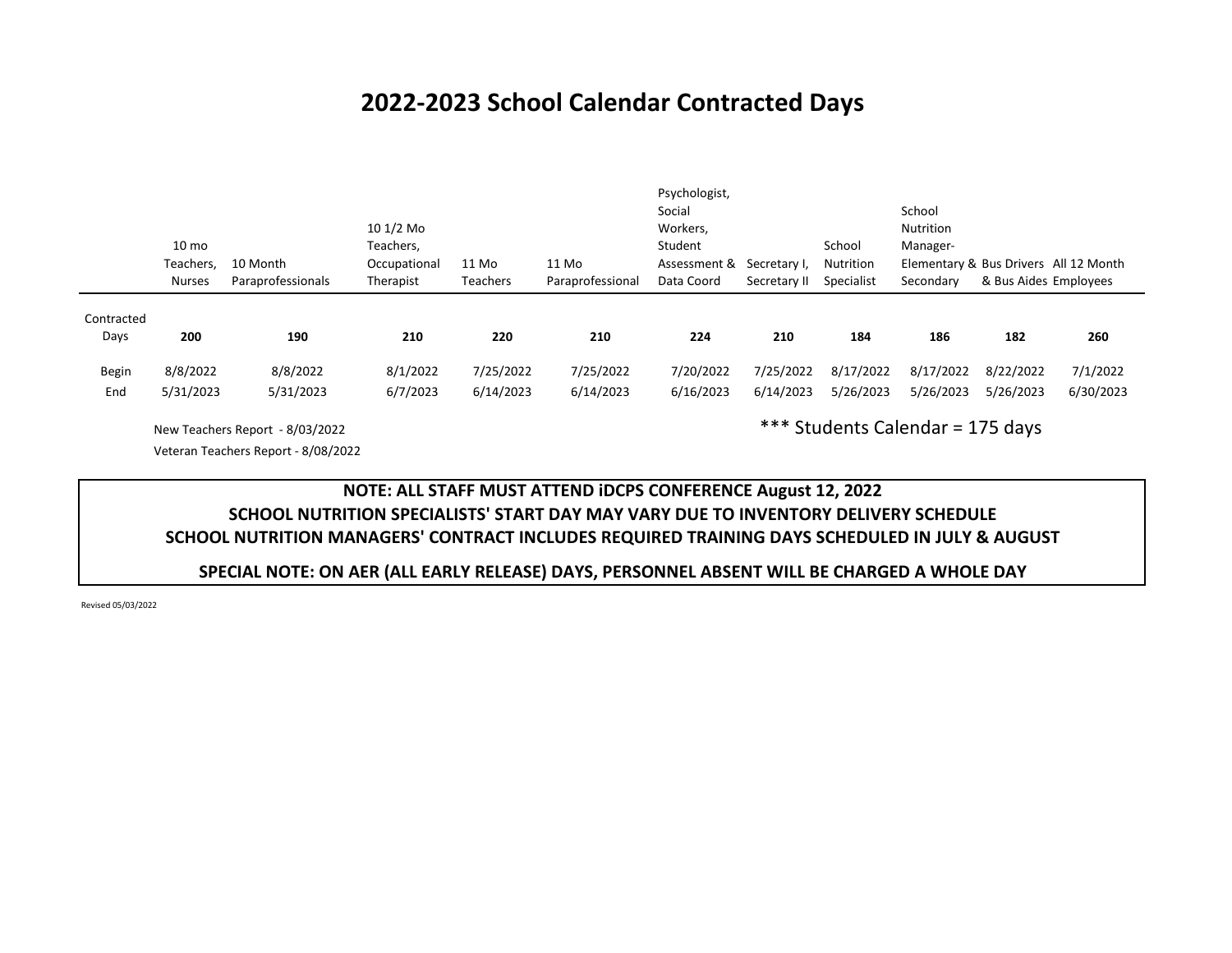# 2022-2023 School Calendar Contracted Days

| | 10 mo Teachers, Nurses | 10 Month Paraprofessionals | 10 1/2 Mo Teachers, Occupational Therapist | 11 Mo Teachers | 11 Mo Paraprofessional | Psychologist, Social Workers, Student Assessment & Data Coord | Secretary I, Secretary II | School Nutrition Specialist | School Nutrition Manager- Elementary & Secondary | Bus Drivers & Bus Aides | All 12 Month Employees |
|---|---|---|---|---|---|---|---|---|---|---|---|
| Contracted Days | **200** | **190** | **210** | **220** | **210** | **224** | **210** | **184** | **186** | **182** | **260** |
| Begin | 8/8/2022 | 8/8/2022 | 8/1/2022 | 7/25/2022 | 7/25/2022 | 7/20/2022 | 7/25/2022 | 8/17/2022 | 8/17/2022 | 8/22/2022 | 7/1/2022 |
| End | 5/31/2023 | 5/31/2023 | 6/7/2023 | 6/14/2023 | 6/14/2023 | 6/16/2023 | 6/14/2023 | 5/26/2023 | 5/26/2023 | 5/26/2023 | 6/30/2023 |

New Teachers Report - 8/03/2022

Veteran Teachers Report - 8/08/2022

*** Students Calendar = 175 days

**NOTE: ALL STAFF MUST ATTEND iDCPS CONFERENCE August 12, 2022**

**SCHOOL NUTRITION SPECIALISTS' START DAY MAY VARY DUE TO INVENTORY DELIVERY SCHEDULE**

**SCHOOL NUTRITION MANAGERS' CONTRACT INCLUDES REQUIRED TRAINING DAYS SCHEDULED IN JULY & AUGUST**

**SPECIAL NOTE: ON AER (ALL EARLY RELEASE) DAYS, PERSONNEL ABSENT WILL BE CHARGED A WHOLE DAY**

Revised 05/03/2022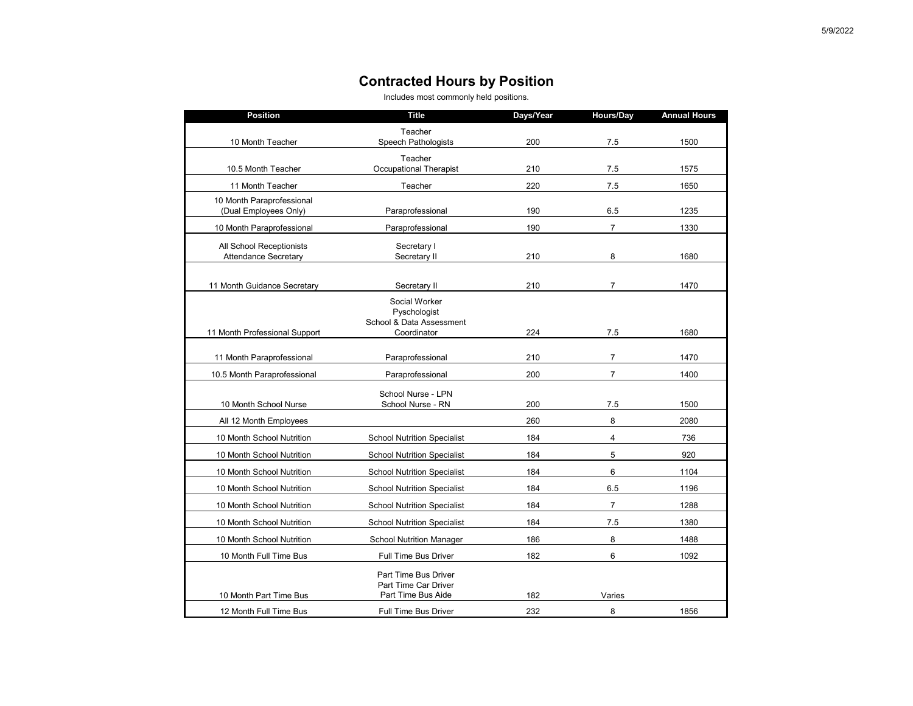# Contracted Hours by Position

Includes most commonly held positions.

| Position | Title | Days/Year | Hours/Day | Annual Hours |
|---|---|---|---|---|
| 10 Month Teacher | Teacher<br>Speech Pathologists | 200 | 7.5 | 1500 |
| 10.5 Month Teacher | Teacher<br>Occupational Therapist | 210 | 7.5 | 1575 |
| 11 Month Teacher | Teacher | 220 | 7.5 | 1650 |
| 10 Month Paraprofessional (Dual Employees Only) | Paraprofessional | 190 | 6.5 | 1235 |
| 10 Month Paraprofessional | Paraprofessional | 190 | 7 | 1330 |
| All School Receptionists<br>Attendance Secretary | Secretary I<br>Secretary II | 210 | 8 | 1680 |
| 11 Month Guidance Secretary | Secretary II | 210 | 7 | 1470 |
| 11 Month Professional Support | Social Worker<br>Pyschologist<br>School & Data Assessment Coordinator | 224 | 7.5 | 1680 |
| 11 Month Paraprofessional | Paraprofessional | 210 | 7 | 1470 |
| 10.5 Month Paraprofessional | Paraprofessional | 200 | 7 | 1400 |
| 10 Month School Nurse | School Nurse - LPN<br>School Nurse - RN | 200 | 7.5 | 1500 |
| All 12 Month Employees | | 260 | 8 | 2080 |
| 10 Month School Nutrition | School Nutrition Specialist | 184 | 4 | 736 |
| 10 Month School Nutrition | School Nutrition Specialist | 184 | 5 | 920 |
| 10 Month School Nutrition | School Nutrition Specialist | 184 | 6 | 1104 |
| 10 Month School Nutrition | School Nutrition Specialist | 184 | 6.5 | 1196 |
| 10 Month School Nutrition | School Nutrition Specialist | 184 | 7 | 1288 |
| 10 Month School Nutrition | School Nutrition Specialist | 184 | 7.5 | 1380 |
| 10 Month School Nutrition | School Nutrition Manager | 186 | 8 | 1488 |
| 10 Month Full Time Bus | Full Time Bus Driver | 182 | 6 | 1092 |
| 10 Month Part Time Bus | Part Time Bus Driver<br>Part Time Car Driver<br>Part Time Bus Aide | 182 | Varies | |
| 12 Month Full Time Bus | Full Time Bus Driver | 232 | 8 | 1856 |